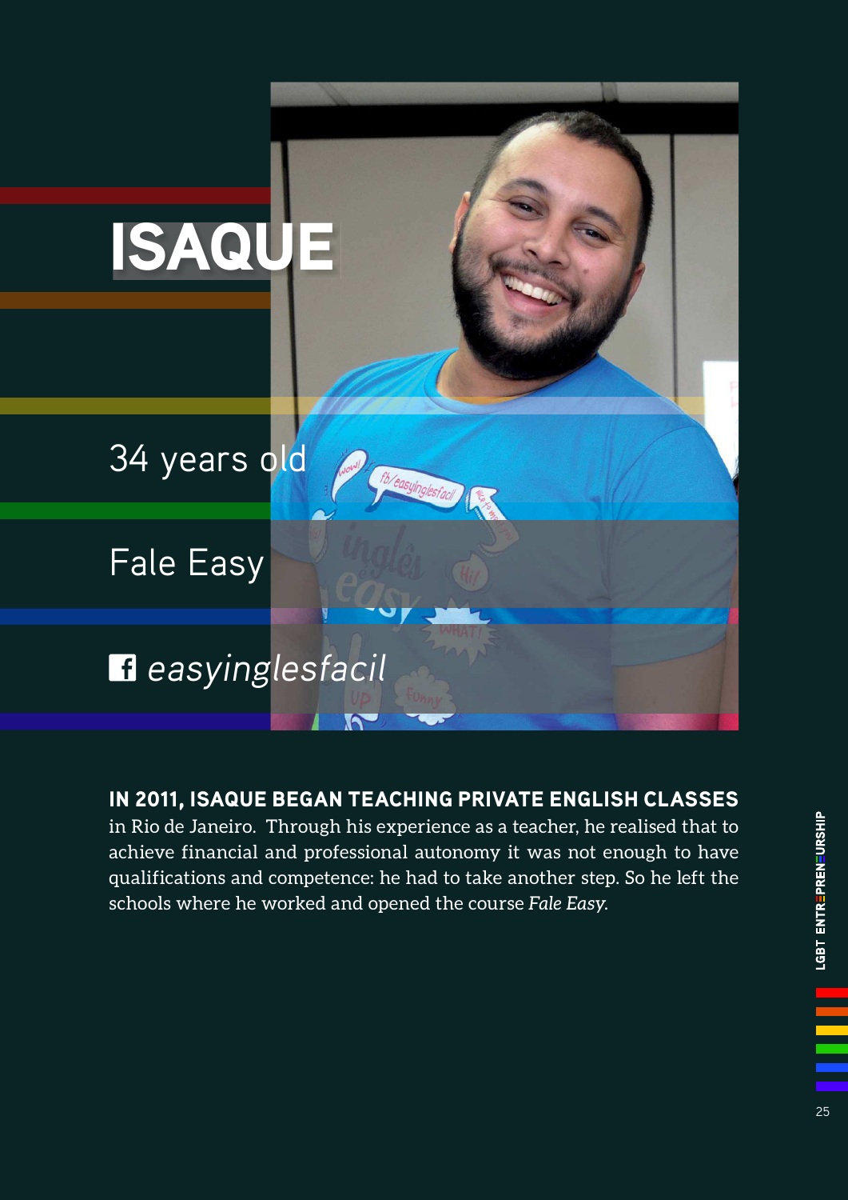# ISAQUE

34 years old

Fale Easy

easyinglesfacil

**IN 2011, ISAQUE BEGAN TEACHING PRIVATE ENGLISH CLASSES** in Rio de Janeiro. Through his experience as a teacher, he realised that to achieve financial and professional autonomy it was not enough to have qualifications and competence: he had to take another step. So he left the schools where he worked and opened the course *Fale Easy*.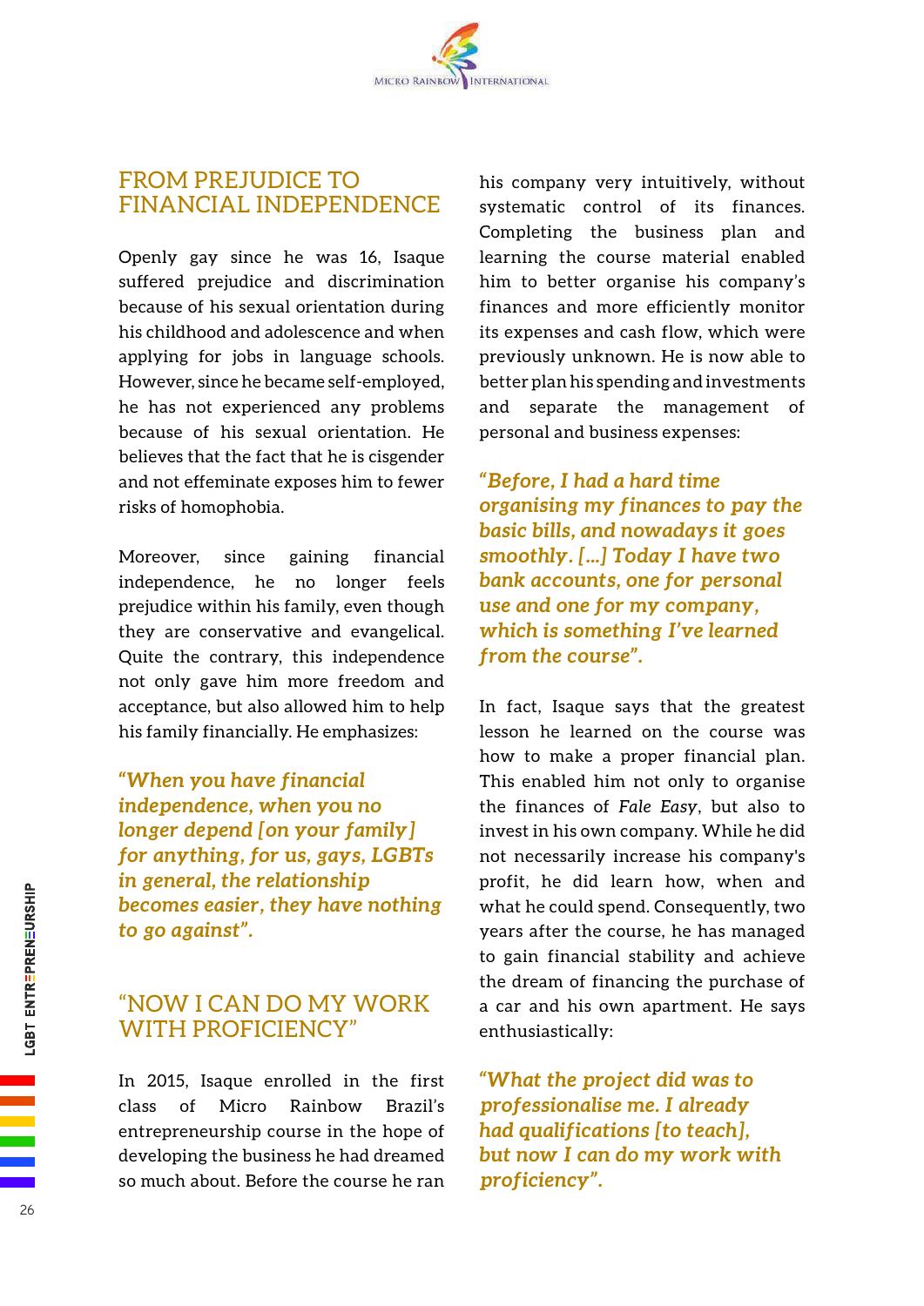## FROM PREJUDICE TO FINANCIAL INDEPENDENCE

Openly gay since he was 16, Isaque suffered prejudice and discrimination because of his sexual orientation during his childhood and adolescence and when applying for jobs in language schools. However, since he became self-employed, he has not experienced any problems because of his sexual orientation. He believes that the fact that he is cisgender and not effeminate exposes him to fewer risks of homophobia.

Moreover, since gaining financial independence, he no longer feels prejudice within his family, even though they are conservative and evangelical. Quite the contrary, this independence not only gave him more freedom and acceptance, but also allowed him to help his family financially. He emphasizes:

***"When you have financial independence, when you no longer depend [on your family] for anything, for us, gays, LGBTs in general, the relationship becomes easier, they have nothing to go against".***

## "NOW I CAN DO MY WORK WITH PROFICIENCY"

In 2015, Isaque enrolled in the first class of Micro Rainbow Brazil's entrepreneurship course in the hope of developing the business he had dreamed so much about. Before the course he ran his company very intuitively, without systematic control of its finances. Completing the business plan and learning the course material enabled him to better organise his company's finances and more efficiently monitor its expenses and cash flow, which were previously unknown. He is now able to better plan his spending and investments and separate the management of personal and business expenses:

***"Before, I had a hard time organising my finances to pay the basic bills, and nowadays it goes smoothly. [...] Today I have two bank accounts, one for personal use and one for my company, which is something I've learned from the course".***

In fact, Isaque says that the greatest lesson he learned on the course was how to make a proper financial plan. This enabled him not only to organise the finances of *Fale Easy*, but also to invest in his own company. While he did not necessarily increase his company's profit, he did learn how, when and what he could spend. Consequently, two years after the course, he managed to gain financial stability and achieve the dream of financing the purchase of a car and his own apartment. He says enthusiastically:

***"What the project did was to professionalise me. I already had qualifications [to teach], but now I can do my work with proficiency".***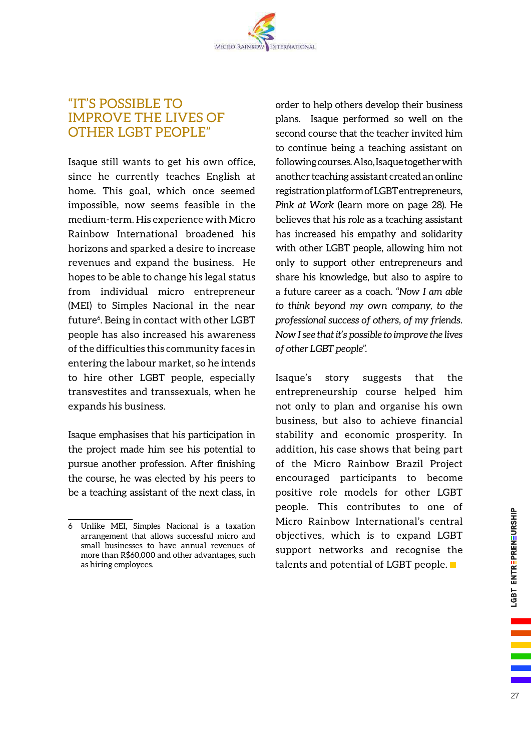## "IT'S POSSIBLE TO IMPROVE THE LIVES OF OTHER LGBT PEOPLE"

Isaque still wants to get his own office, since he currently teaches English at home. This goal, which once seemed impossible, now seems feasible in the medium-term. His experience with Micro Rainbow International broadened his horizons and sparked a desire to increase revenues and expand the business. He hopes to be able to change his legal status from individual micro entrepreneur (MEI) to Simples Nacional in the near future[6]. Being in contact with other LGBT people has also increased his awareness of the difficulties this community faces in entering the labour market, so he intends to hire other LGBT people, especially transvestites and transsexuals, when he expands his business.

Isaque emphasises that his participation in the project made him see his potential to pursue another profession. After finishing the course, he was elected by his peers to be a teaching assistant of the next class, in order to help others develop their business plans. Isaque performed so well on the second course that the teacher invited him to continue being a teaching assistant on following courses. Also, Isaque together with another teaching assistant created an online registration platform of LGBT entrepreneurs, *Pink at Work* (learn more on page 28). He believes that his role as a teaching assistant has increased his empathy and solidarity with other LGBT people, allowing him not only to support other entrepreneurs and share his knowledge, but also to aspire to a future career as a coach. *"Now I am able to think beyond my own company, to the professional success of others, of my friends. Now I see that it's possible to improve the lives of other LGBT people".*

Isaque's story suggests that the entrepreneurship course helped him not only to plan and organise his own business, but also to achieve financial stability and economic prosperity. In addition, his case shows that being part of the Micro Rainbow Brazil Project encouraged participants to become positive role models for other LGBT people. This contributes to one of Micro Rainbow International's central objectives, which is to expand LGBT support networks and recognise the talents and potential of LGBT people.

---

6 Unlike MEI, Simples Nacional is a taxation arrangement that allows successful micro and small businesses to have annual revenues of more than R$60,000 and other advantages, such as hiring employees.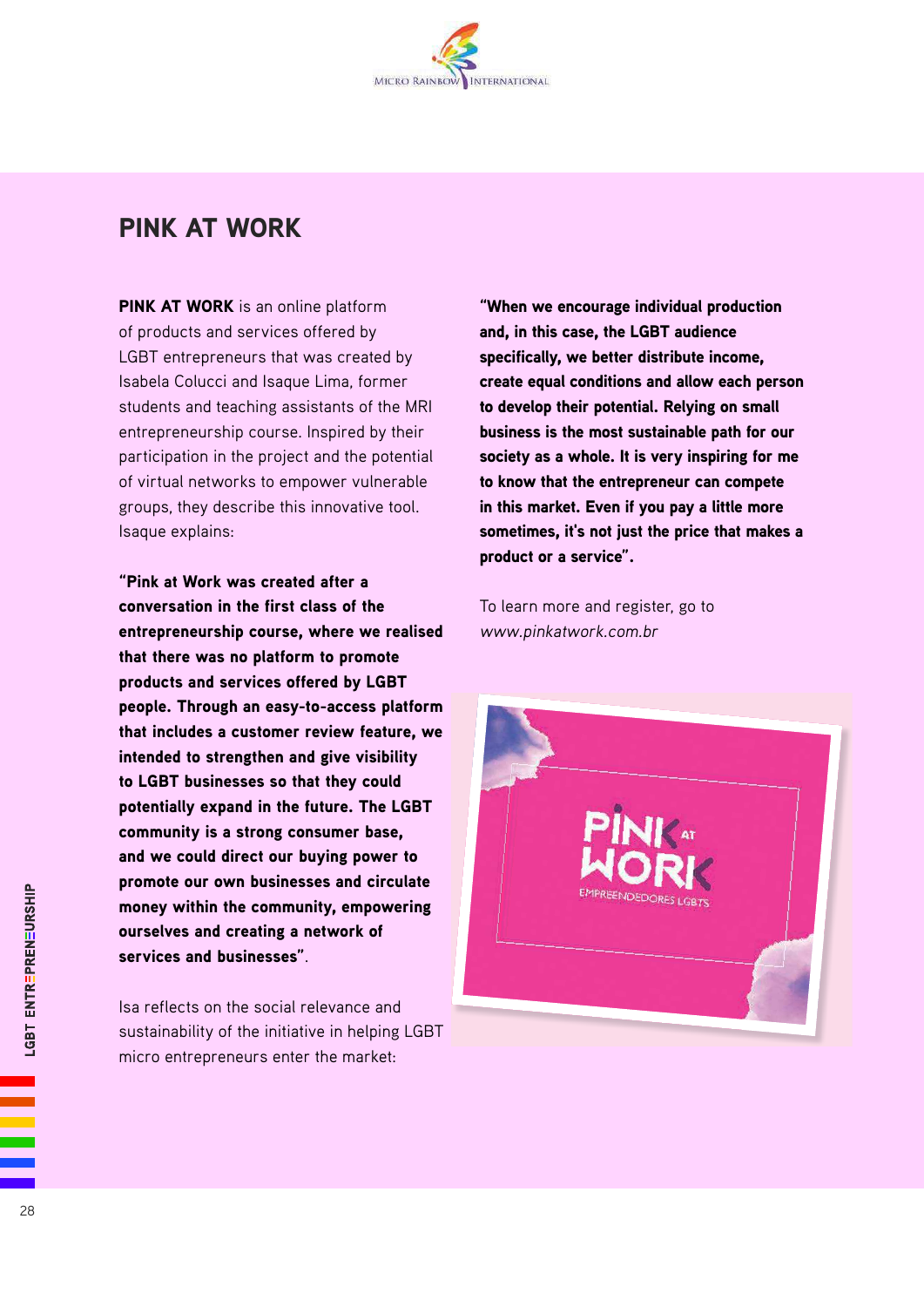## PINK AT WORK

**PINK AT WORK** is an online platform of products and services offered by LGBT entrepreneurs that was created by Isabela Colucci and Isaque Lima, former students and teaching assistants of the MRI entrepreneurship course. Inspired by their participation in the project and the potential of virtual networks to empower vulnerable groups, they describe this innovative tool. Isaque explains:

**"Pink at Work was created after a conversation in the first class of the entrepreneurship course, where we realised that there was no platform to promote products and services offered by LGBT people. Through an easy-to-access platform that includes a customer review feature, we intended to strengthen and give visibility to LGBT businesses so that they could potentially expand in the future. The LGBT community is a strong consumer base, and we could direct our buying power to promote our own businesses and circulate money within the community, empowering ourselves and creating a network of services and businesses"**.

Isa reflects on the social relevance and sustainability of the initiative in helping LGBT micro entrepreneurs enter the market:

**"When we encourage individual production and, in this case, the LGBT audience specifically, we better distribute income, create equal conditions and allow each person to develop their potential. Relying on small business is the most sustainable path for our society as a whole. It is very inspiring for me to know that the entrepreneur can compete in this market. Even if you pay a little more sometimes, it's not just the price that makes a product or a service".**

To learn more and register, go to *www.pinkatwork.com.br*